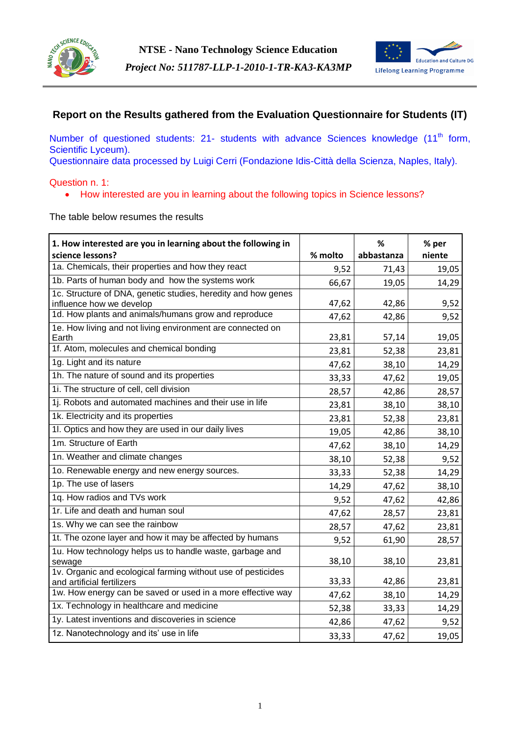**NTSE - Nano Technology Science Education**

***Project No: 511787-LLP-1-2010-1-TR-KA3-KA3MP***

## Report on the Results gathered from the Evaluation Questionnaire for Students (IT)

Number of questioned students: 21- students with advance Sciences knowledge (11[th] form, Scientific Lyceum).
Questionnaire data processed by Luigi Cerri (Fondazione Idis-Città della Scienza, Naples, Italy).

Question n. 1:

- How interested are you in learning about the following topics in Science lessons?

The table below resumes the results

| **1. How interested are you in learning about the following in science lessons?** | **% molto** | **% abbastanza** | **% per niente** |
|---|---|---|---|
| 1a. Chemicals, their properties and how they react | 9,52 | 71,43 | 19,05 |
| 1b. Parts of human body and how the systems work | 66,67 | 19,05 | 14,29 |
| 1c. Structure of DNA, genetic studies, heredity and how genes influence how we develop | 47,62 | 42,86 | 9,52 |
| 1d. How plants and animals/humans grow and reproduce | 47,62 | 42,86 | 9,52 |
| 1e. How living and not living environment are connected on Earth | 23,81 | 57,14 | 19,05 |
| 1f. Atom, molecules and chemical bonding | 23,81 | 52,38 | 23,81 |
| 1g. Light and its nature | 47,62 | 38,10 | 14,29 |
| 1h. The nature of sound and its properties | 33,33 | 47,62 | 19,05 |
| 1i. The structure of cell, cell division | 28,57 | 42,86 | 28,57 |
| 1j. Robots and automated machines and their use in life | 23,81 | 38,10 | 38,10 |
| 1k. Electricity and its properties | 23,81 | 52,38 | 23,81 |
| 1l. Optics and how they are used in our daily lives | 19,05 | 42,86 | 38,10 |
| 1m. Structure of Earth | 47,62 | 38,10 | 14,29 |
| 1n. Weather and climate changes | 38,10 | 52,38 | 9,52 |
| 1o. Renewable energy and new energy sources. | 33,33 | 52,38 | 14,29 |
| 1p. The use of lasers | 14,29 | 47,62 | 38,10 |
| 1q. How radios and TVs work | 9,52 | 47,62 | 42,86 |
| 1r. Life and death and human soul | 47,62 | 28,57 | 23,81 |
| 1s. Why we can see the rainbow | 28,57 | 47,62 | 23,81 |
| 1t. The ozone layer and how it may be affected by humans | 9,52 | 61,90 | 28,57 |
| 1u. How technology helps us to handle waste, garbage and sewage | 38,10 | 38,10 | 23,81 |
| 1v. Organic and ecological farming without use of pesticides and artificial fertilizers | 33,33 | 42,86 | 23,81 |
| 1w. How energy can be saved or used in a more effective way | 47,62 | 38,10 | 14,29 |
| 1x. Technology in healthcare and medicine | 52,38 | 33,33 | 14,29 |
| 1y. Latest inventions and discoveries in science | 42,86 | 47,62 | 9,52 |
| 1z. Nanotechnology and its' use in life | 33,33 | 47,62 | 19,05 |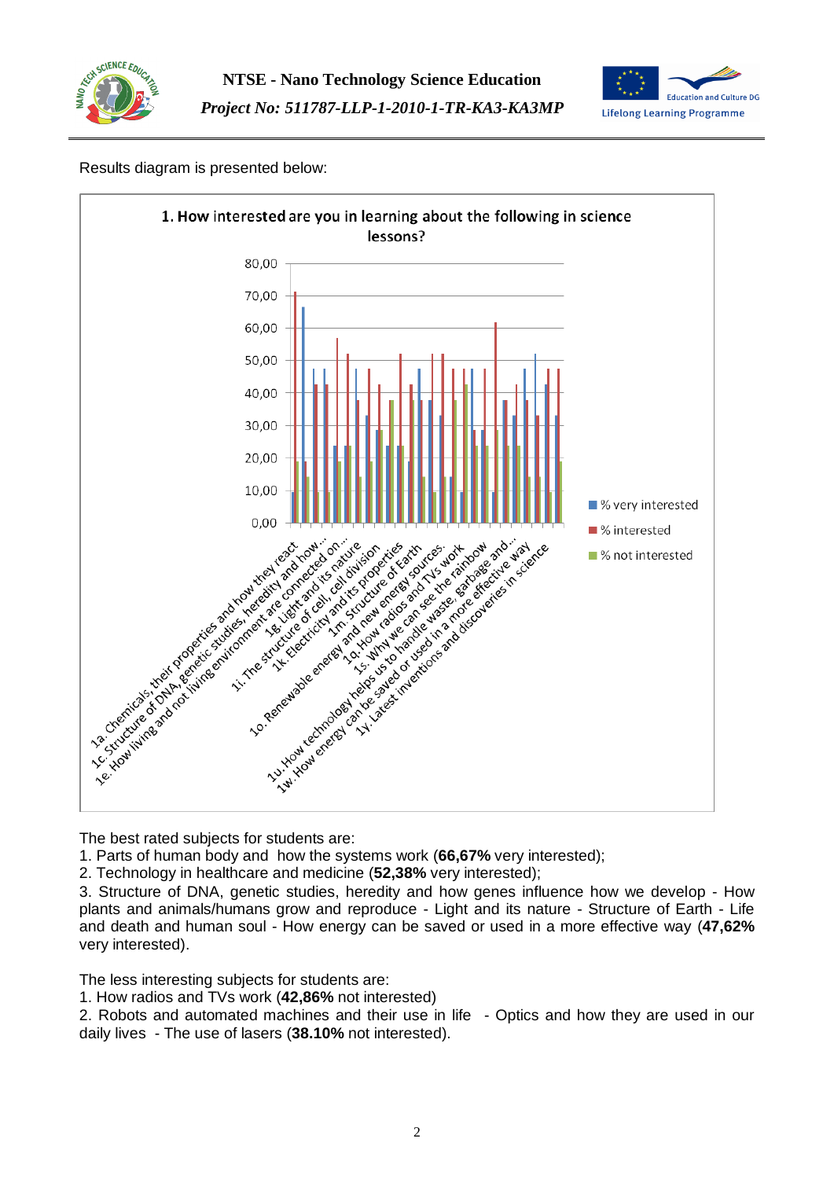Results diagram is presented below:

The best rated subjects for students are:

1. Parts of human body and how the systems work (**66,67%** very interested);
2. Technology in healthcare and medicine (**52,38%** very interested);
3. Structure of DNA, genetic studies, heredity and how genes influence how we develop - How plants and animals/humans grow and reproduce - Light and its nature - Structure of Earth - Life and death and human soul - How energy can be saved or used in a more effective way (**47,62%** very interested).

The less interesting subjects for students are:

1. How radios and TVs work (**42,86%** not interested)
2. Robots and automated machines and their use in life - Optics and how they are used in our daily lives - The use of lasers (**38.10%** not interested).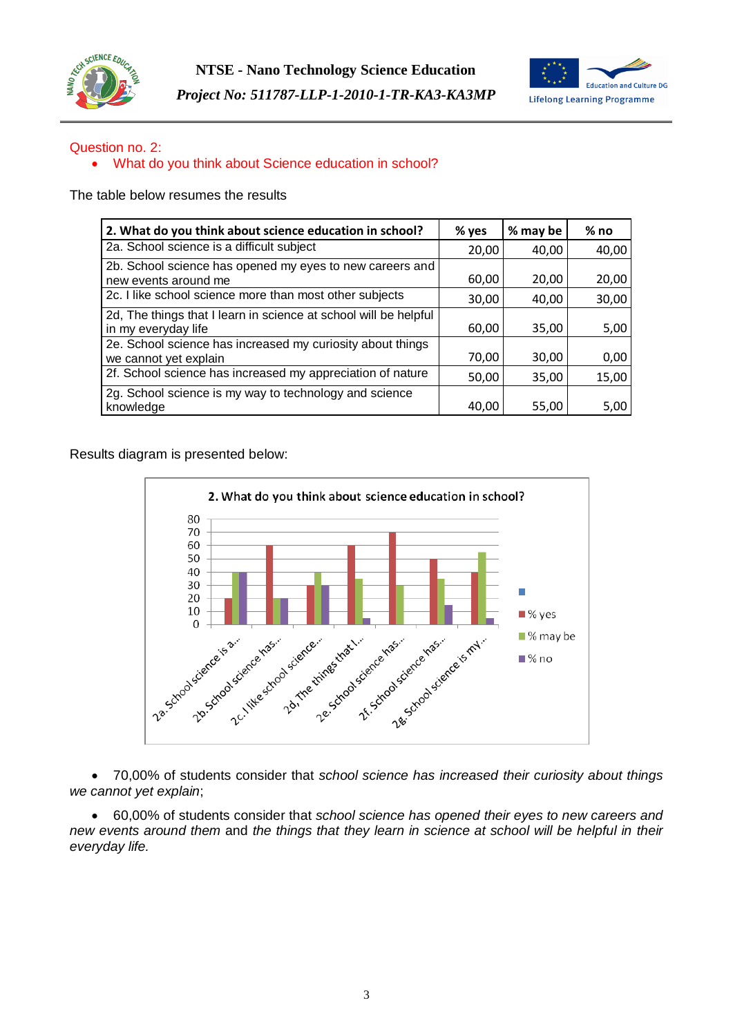Question no. 2:

- What do you think about Science education in school?

The table below resumes the results

| 2. What do you think about science education in school? | % yes | % may be | % no |
|---|---|---|---|
| 2a. School science is a difficult subject | 20,00 | 40,00 | 40,00 |
| 2b. School science has opened my eyes to new careers and new events around me | 60,00 | 20,00 | 20,00 |
| 2c. I like school science more than most other subjects | 30,00 | 40,00 | 30,00 |
| 2d, The things that I learn in science at school will be helpful in my everyday life | 60,00 | 35,00 | 5,00 |
| 2e. School science has increased my curiosity about things we cannot yet explain | 70,00 | 30,00 | 0,00 |
| 2f. School science has increased my appreciation of nature | 50,00 | 35,00 | 15,00 |
| 2g. School science is my way to technology and science knowledge | 40,00 | 55,00 | 5,00 |

Results diagram is presented below:

- 70,00% of students consider that *school science has increased their curiosity about things we cannot yet explain*;

- 60,00% of students consider that *school science has opened their eyes to new careers and new events around them* and *the things that they learn in science at school will be helpful in their everyday life.*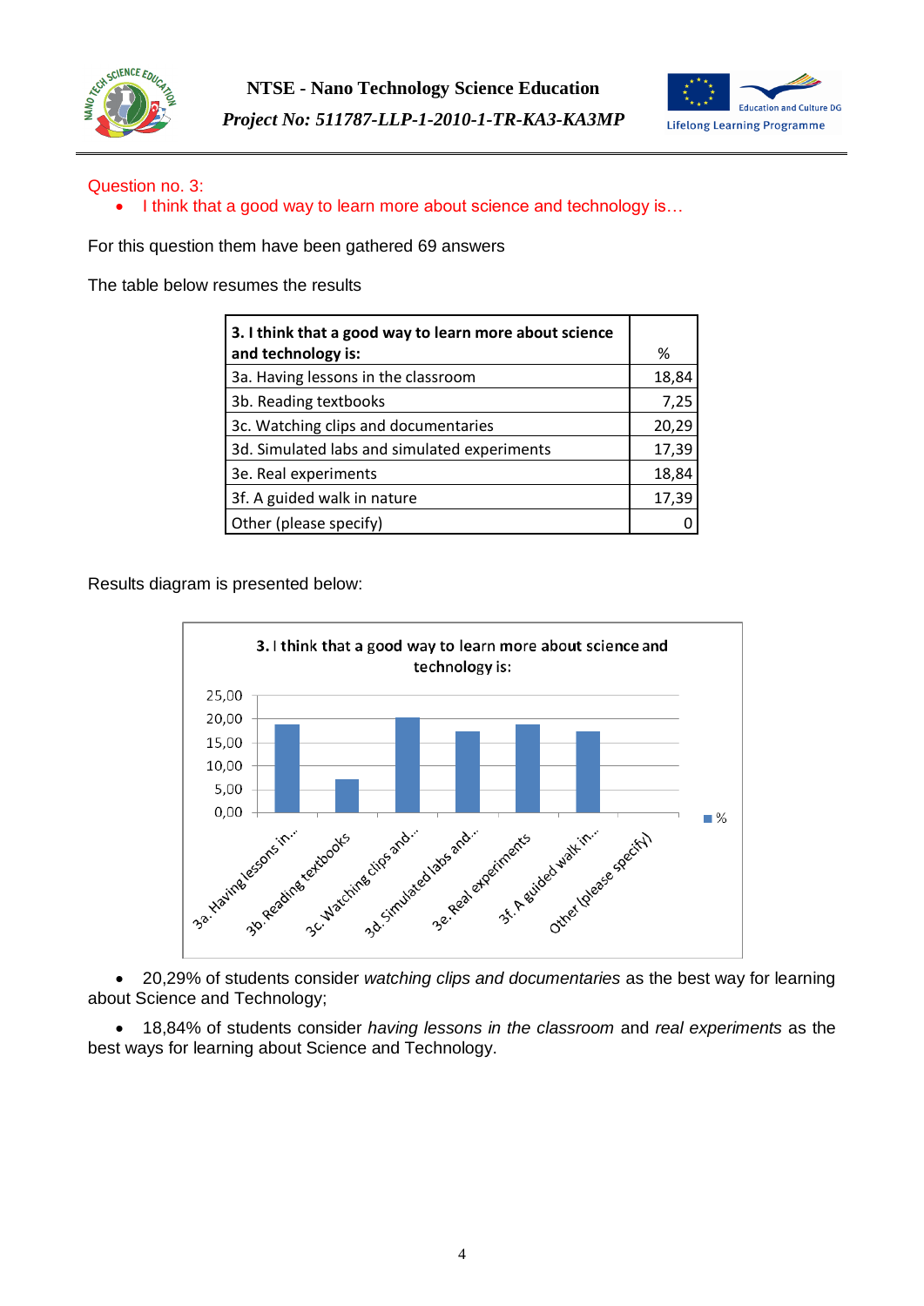Question no. 3:

- I think that a good way to learn more about science and technology is…

For this question them have been gathered 69 answers

The table below resumes the results

| 3. I think that a good way to learn more about science and technology is: | % |
|---|---|
| 3a. Having lessons in the classroom | 18,84 |
| 3b. Reading textbooks | 7,25 |
| 3c. Watching clips and documentaries | 20,29 |
| 3d. Simulated labs and simulated experiments | 17,39 |
| 3e. Real experiments | 18,84 |
| 3f. A guided walk in nature | 17,39 |
| Other (please specify) | 0 |

Results diagram is presented below:

- 20,29% of students consider *watching clips and documentaries* as the best way for learning about Science and Technology;
- 18,84% of students consider *having lessons in the classroom* and *real experiments* as the best ways for learning about Science and Technology.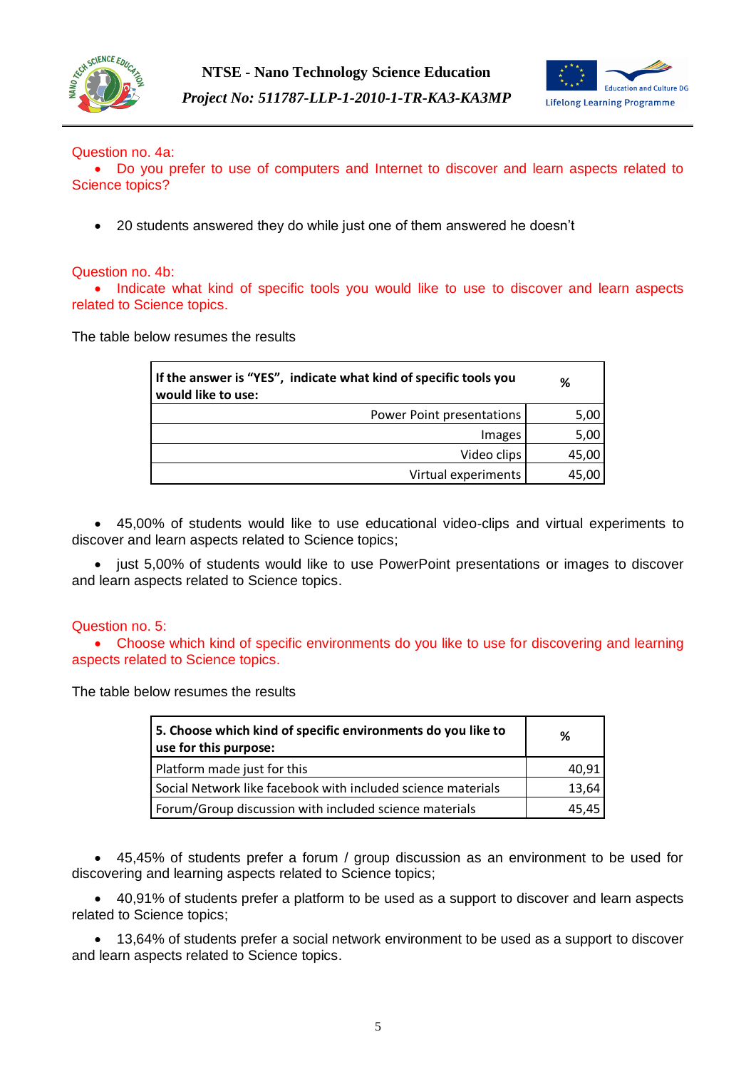Question no. 4a:

- Do you prefer to use of computers and Internet to discover and learn aspects related to Science topics?

- 20 students answered they do while just one of them answered he doesn't

Question no. 4b:

- Indicate what kind of specific tools you would like to use to discover and learn aspects related to Science topics.

The table below resumes the results

| **If the answer is "YES", indicate what kind of specific tools you would like to use:** | **%** |
|---|---|
| Power Point presentations | 5,00 |
| Images | 5,00 |
| Video clips | 45,00 |
| Virtual experiments | 45,00 |

- 45,00% of students would like to use educational video-clips and virtual experiments to discover and learn aspects related to Science topics;
- just 5,00% of students would like to use PowerPoint presentations or images to discover and learn aspects related to Science topics.

Question no. 5:

- Choose which kind of specific environments do you like to use for discovering and learning aspects related to Science topics.

The table below resumes the results

| **5. Choose which kind of specific environments do you like to use for this purpose:** | **%** |
|---|---|
| Platform made just for this | 40,91 |
| Social Network like facebook with included science materials | 13,64 |
| Forum/Group discussion with included science materials | 45,45 |

- 45,45% of students prefer a forum / group discussion as an environment to be used for discovering and learning aspects related to Science topics;
- 40,91% of students prefer a platform to be used as a support to discover and learn aspects related to Science topics;
- 13,64% of students prefer a social network environment to be used as a support to discover and learn aspects related to Science topics.